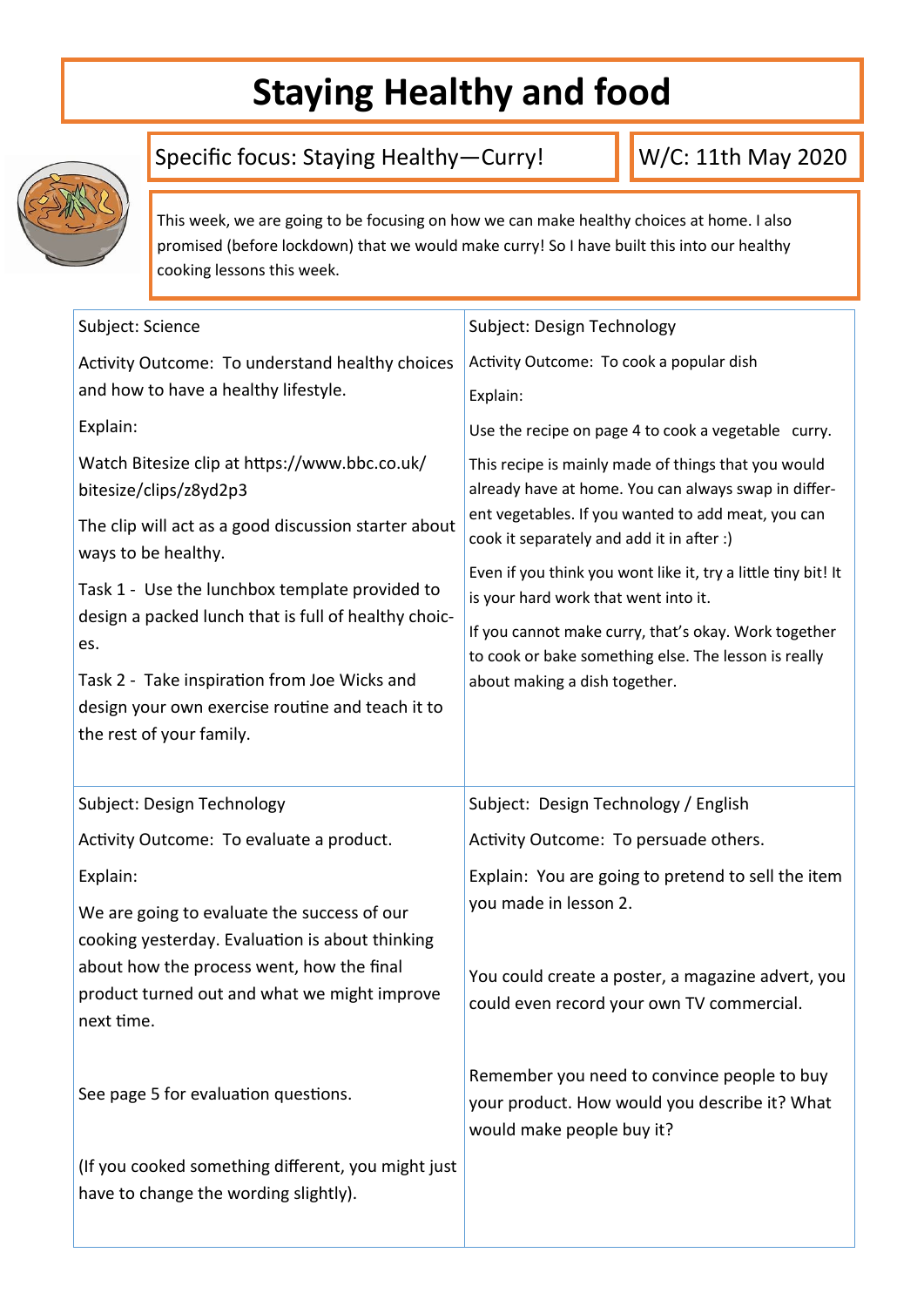# Staying Healthy and food

Specific focus: Staying Healthy—Curry!

W/C: 11th May 2020

This week, we are going to be focusing on how we can make healthy choices at home. I also promised (before lockdown) that we would make curry! So I have built this into our healthy cooking lessons this week.

Subject: Science

Activity Outcome: To understand healthy choices and how to have a healthy lifestyle.

Explain:

Watch Bitesize clip at https://www.bbc.co.uk/bitesize/clips/z8yd2p3

The clip will act as a good discussion starter about ways to be healthy.

Task 1 - Use the lunchbox template provided to design a packed lunch that is full of healthy choices.

Task 2 - Take inspiration from Joe Wicks and design your own exercise routine and teach it to the rest of your family.

Subject: Design Technology

Activity Outcome: To cook a popular dish

Explain:

Use the recipe on page 4 to cook a vegetable curry.

This recipe is mainly made of things that you would already have at home. You can always swap in different vegetables. If you wanted to add meat, you can cook it separately and add it in after :)

Even if you think you wont like it, try a little tiny bit! It is your hard work that went into it.

If you cannot make curry, that's okay. Work together to cook or bake something else. The lesson is really about making a dish together.

Subject: Design Technology

Activity Outcome: To evaluate a product.

Explain:

We are going to evaluate the success of our cooking yesterday. Evaluation is about thinking about how the process went, how the final product turned out and what we might improve next time.

See page 5 for evaluation questions.

(If you cooked something different, you might just have to change the wording slightly).

Subject: Design Technology / English

Activity Outcome: To persuade others.

Explain: You are going to pretend to sell the item you made in lesson 2.

You could create a poster, a magazine advert, you could even record your own TV commercial.

Remember you need to convince people to buy your product. How would you describe it? What would make people buy it?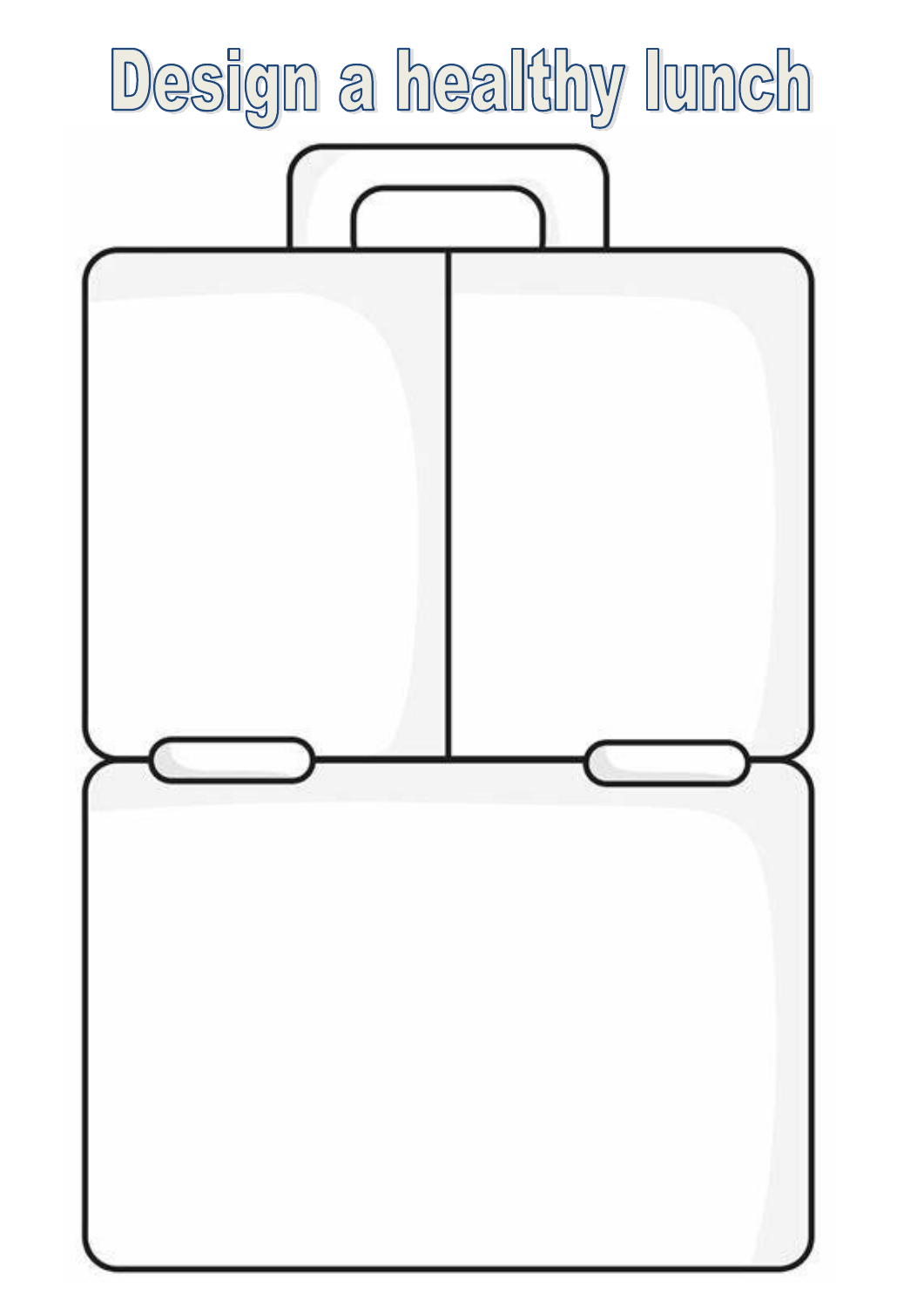# Design a healthy lunch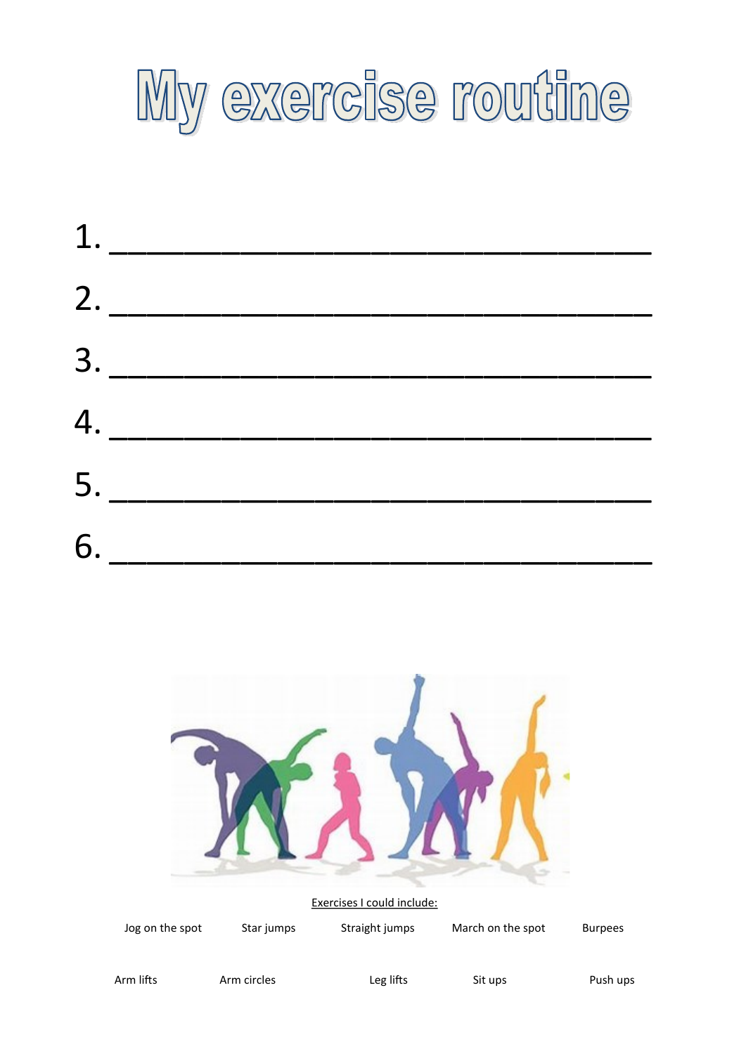# My exercise routine

1. ______________________________
2. ______________________________
3. ______________________________
4. ______________________________
5. ______________________________
6. ______________________________

Exercises I could include:

| | | | | |
|---|---|---|---|---|
| Jog on the spot | Star jumps | Straight jumps | March on the spot | Burpees |
| Arm lifts | Arm circles | Leg lifts | Sit ups | Push ups |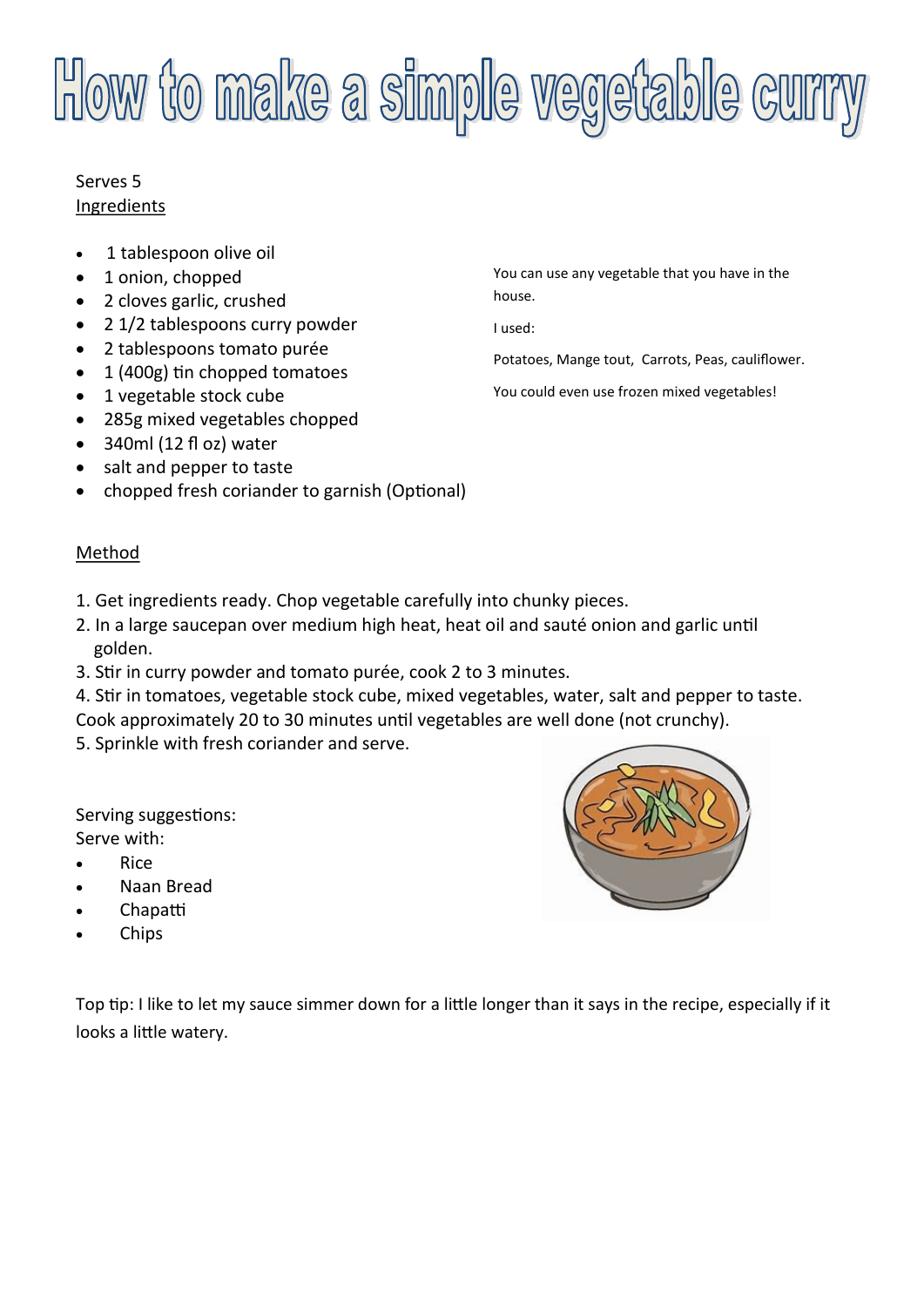# How to make a simple vegetable curry

Serves 5

Ingredients

- 1 tablespoon olive oil
- 1 onion, chopped
- 2 cloves garlic, crushed
- 2 1/2 tablespoons curry powder
- 2 tablespoons tomato purée
- 1 (400g) tin chopped tomatoes
- 1 vegetable stock cube
- 285g mixed vegetables chopped
- 340ml (12 fl oz) water
- salt and pepper to taste
- chopped fresh coriander to garnish (Optional)

You can use any vegetable that you have in the house.

I used:

Potatoes, Mange tout, Carrots, Peas, cauliflower.

You could even use frozen mixed vegetables!

Method

1. Get ingredients ready. Chop vegetable carefully into chunky pieces.
2. In a large saucepan over medium high heat, heat oil and sauté onion and garlic until golden.
3. Stir in curry powder and tomato purée, cook 2 to 3 minutes.
4. Stir in tomatoes, vegetable stock cube, mixed vegetables, water, salt and pepper to taste. Cook approximately 20 to 30 minutes until vegetables are well done (not crunchy).
5. Sprinkle with fresh coriander and serve.

Serving suggestions:
Serve with:

- Rice
- Naan Bread
- Chapatti
- Chips

Top tip: I like to let my sauce simmer down for a little longer than it says in the recipe, especially if it looks a little watery.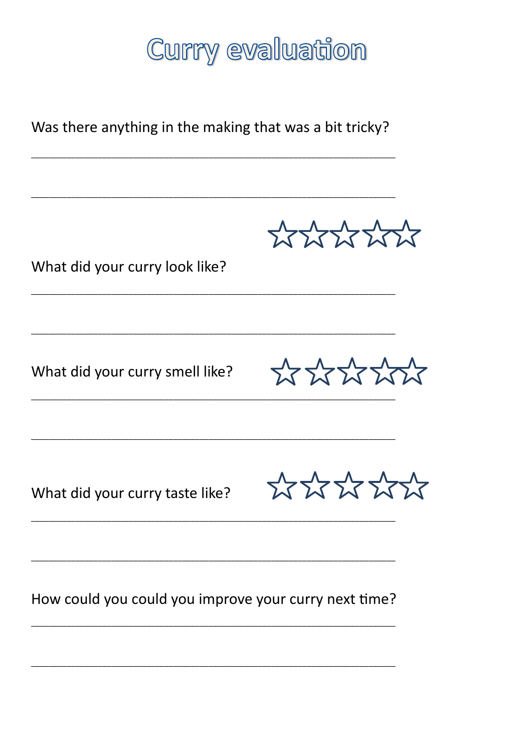# Curry evaluation

Was there anything in the making that was a bit tricky?

\_\_\_\_\_\_\_\_\_\_\_\_\_\_\_\_\_\_\_\_\_\_\_\_\_\_\_\_\_\_\_\_\_\_\_\_\_\_\_\_\_\_\_\_\_\_\_\_\_\_\_\_

\_\_\_\_\_\_\_\_\_\_\_\_\_\_\_\_\_\_\_\_\_\_\_\_\_\_\_\_\_\_\_\_\_\_\_\_\_\_\_\_\_\_\_\_\_\_\_\_\_\_\_\_

☆☆☆☆☆

What did your curry look like?

\_\_\_\_\_\_\_\_\_\_\_\_\_\_\_\_\_\_\_\_\_\_\_\_\_\_\_\_\_\_\_\_\_\_\_\_\_\_\_\_\_\_\_\_\_\_\_\_\_\_\_\_

\_\_\_\_\_\_\_\_\_\_\_\_\_\_\_\_\_\_\_\_\_\_\_\_\_\_\_\_\_\_\_\_\_\_\_\_\_\_\_\_\_\_\_\_\_\_\_\_\_\_\_\_

What did your curry smell like? ☆☆☆☆☆

\_\_\_\_\_\_\_\_\_\_\_\_\_\_\_\_\_\_\_\_\_\_\_\_\_\_\_\_\_\_\_\_\_\_\_\_\_\_\_\_\_\_\_\_\_\_\_\_\_\_\_\_

\_\_\_\_\_\_\_\_\_\_\_\_\_\_\_\_\_\_\_\_\_\_\_\_\_\_\_\_\_\_\_\_\_\_\_\_\_\_\_\_\_\_\_\_\_\_\_\_\_\_\_\_

What did your curry taste like? ☆☆☆☆☆

\_\_\_\_\_\_\_\_\_\_\_\_\_\_\_\_\_\_\_\_\_\_\_\_\_\_\_\_\_\_\_\_\_\_\_\_\_\_\_\_\_\_\_\_\_\_\_\_\_\_\_\_

\_\_\_\_\_\_\_\_\_\_\_\_\_\_\_\_\_\_\_\_\_\_\_\_\_\_\_\_\_\_\_\_\_\_\_\_\_\_\_\_\_\_\_\_\_\_\_\_\_\_\_\_

How could you could you improve your curry next time?

\_\_\_\_\_\_\_\_\_\_\_\_\_\_\_\_\_\_\_\_\_\_\_\_\_\_\_\_\_\_\_\_\_\_\_\_\_\_\_\_\_\_\_\_\_\_\_\_\_\_\_\_

\_\_\_\_\_\_\_\_\_\_\_\_\_\_\_\_\_\_\_\_\_\_\_\_\_\_\_\_\_\_\_\_\_\_\_\_\_\_\_\_\_\_\_\_\_\_\_\_\_\_\_\_